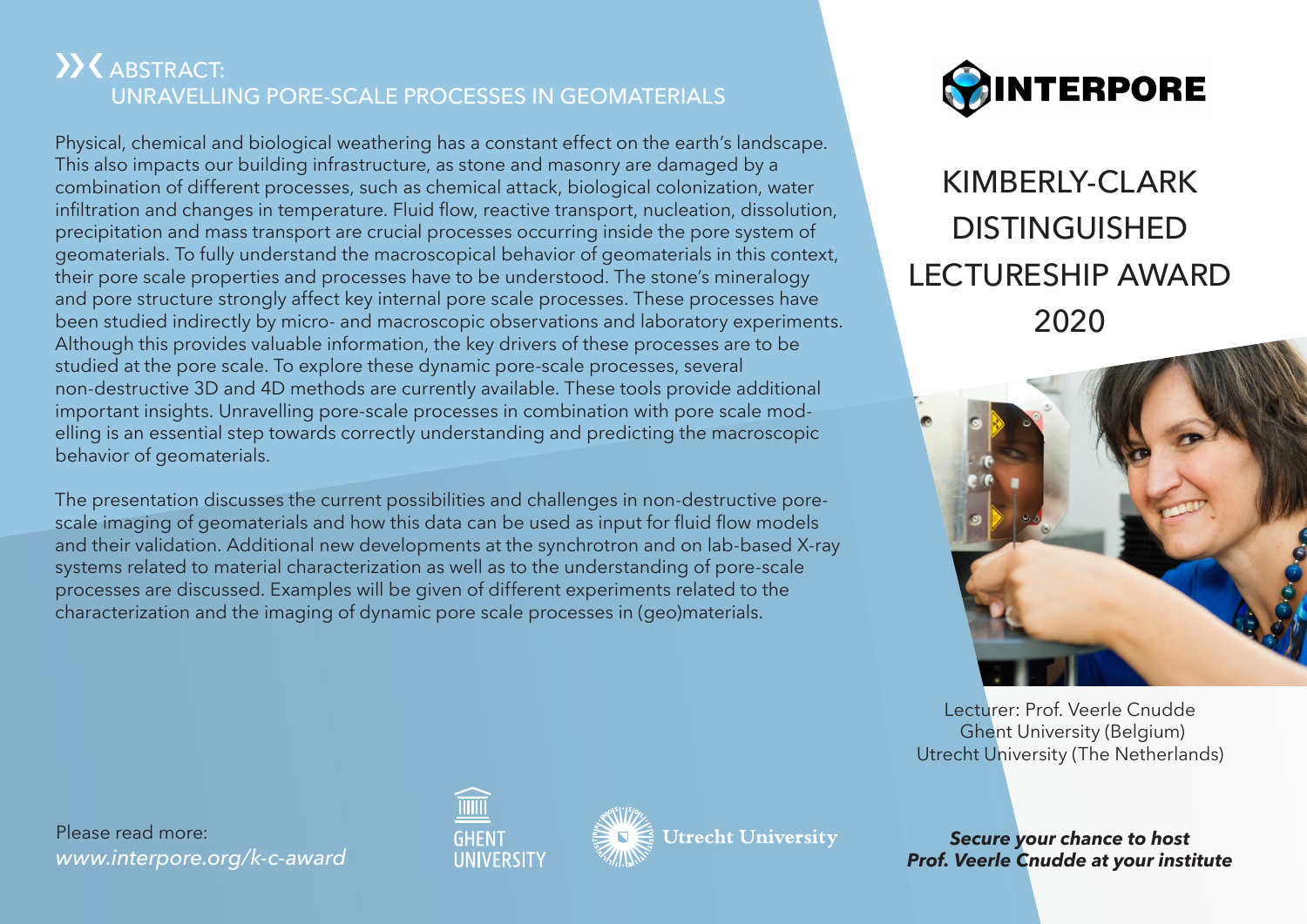## ABSTRACT: UNRAVELLING PORE-SCALE PROCESSES IN GEOMATERIALS

Physical, chemical and biological weathering has a constant effect on the earth's landscape. This also impacts our building infrastructure, as stone and masonry are damaged by a combination of different processes, such as chemical attack, biological colonization, water infiltration and changes in temperature. Fluid flow, reactive transport, nucleation, dissolution, precipitation and mass transport are crucial processes occurring inside the pore system of geomaterials. To fully understand the macroscopical behavior of geomaterials in this context, their pore scale properties and processes have to be understood. The stone's mineralogy and pore structure strongly affect key internal pore scale processes. These processes have been studied indirectly by micro- and macroscopic observations and laboratory experiments. Although this provides valuable information, the key drivers of these processes are to be studied at the pore scale. To explore these dynamic pore-scale processes, several non-destructive 3D and 4D methods are currently available. These tools provide additional important insights. Unravelling pore-scale processes in combination with pore scale modelling is an essential step towards correctly understanding and predicting the macroscopic behavior of geomaterials.

The presentation discusses the current possibilities and challenges in non-destructive pore-scale imaging of geomaterials and how this data can be used as input for fluid flow models and their validation. Additional new developments at the synchrotron and on lab-based X-ray systems related to material characterization as well as to the understanding of pore-scale processes are discussed. Examples will be given of different experiments related to the characterization and the imaging of dynamic pore scale processes in (geo)materials.

Please read more:
*www.interpore.org/k-c-award*

GHENT UNIVERSITY

Utrecht University

INTERPORE

# KIMBERLY-CLARK DISTINGUISHED LECTURESHIP AWARD 2020

Lecturer: Prof. Veerle Cnudde
Ghent University (Belgium)
Utrecht University (The Netherlands)

***Secure your chance to host Prof. Veerle Cnudde at your institute***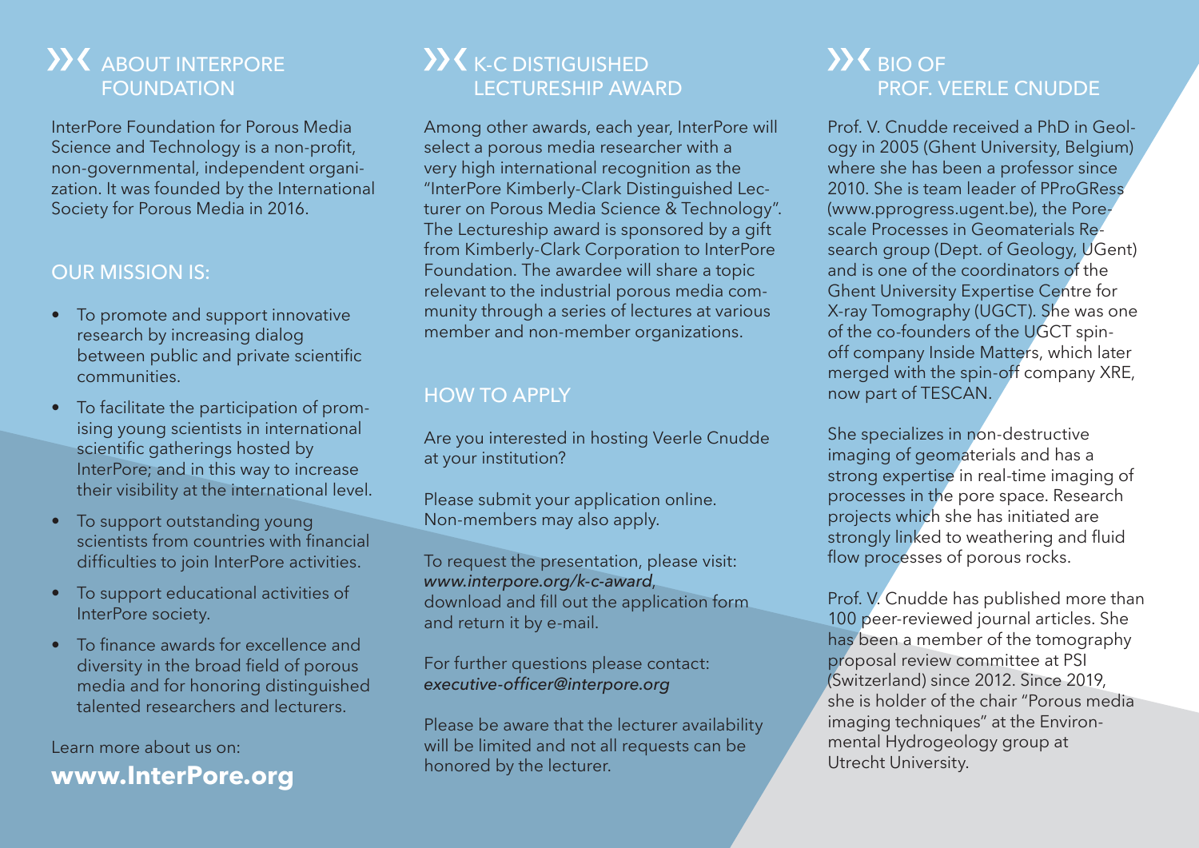## ABOUT INTERPORE FOUNDATION

InterPore Foundation for Porous Media Science and Technology is a non-profit, non-governmental, independent organization. It was founded by the International Society for Porous Media in 2016.

### OUR MISSION IS:

- To promote and support innovative research by increasing dialog between public and private scientific communities.
- To facilitate the participation of promising young scientists in international scientific gatherings hosted by InterPore; and in this way to increase their visibility at the international level.
- To support outstanding young scientists from countries with financial difficulties to join InterPore activities.
- To support educational activities of InterPore society.
- To finance awards for excellence and diversity in the broad field of porous media and for honoring distinguished talented researchers and lecturers.

Learn more about us on:

**www.InterPore.org**

## K-C DISTIGUISHED LECTURESHIP AWARD

Among other awards, each year, InterPore will select a porous media researcher with a very high international recognition as the "InterPore Kimberly-Clark Distinguished Lecturer on Porous Media Science & Technology". The Lectureship award is sponsored by a gift from Kimberly-Clark Corporation to InterPore Foundation. The awardee will share a topic relevant to the industrial porous media community through a series of lectures at various member and non-member organizations.

### HOW TO APPLY

Are you interested in hosting Veerle Cnudde at your institution?

Please submit your application online. Non-members may also apply.

To request the presentation, please visit: *www.interpore.org/k-c-award*, download and fill out the application form and return it by e-mail.

For further questions please contact: *executive-officer@interpore.org*

Please be aware that the lecturer availability will be limited and not all requests can be honored by the lecturer.

## BIO OF PROF. VEERLE CNUDDE

Prof. V. Cnudde received a PhD in Geology in 2005 (Ghent University, Belgium) where she has been a professor since 2010. She is team leader of PProGRess (www.pprogress.ugent.be), the Pore-scale Processes in Geomaterials Research group (Dept. of Geology, UGent) and is one of the coordinators of the Ghent University Expertise Centre for X-ray Tomography (UGCT). She was one of the co-founders of the UGCT spin-off company Inside Matters, which later merged with the spin-off company XRE, now part of TESCAN.

She specializes in non-destructive imaging of geomaterials and has a strong expertise in real-time imaging of processes in the pore space. Research projects which she has initiated are strongly linked to weathering and fluid flow processes of porous rocks.

Prof. V. Cnudde has published more than 100 peer-reviewed journal articles. She has been a member of the tomography proposal review committee at PSI (Switzerland) since 2012. Since 2019, she is holder of the chair "Porous media imaging techniques" at the Environmental Hydrogeology group at Utrecht University.